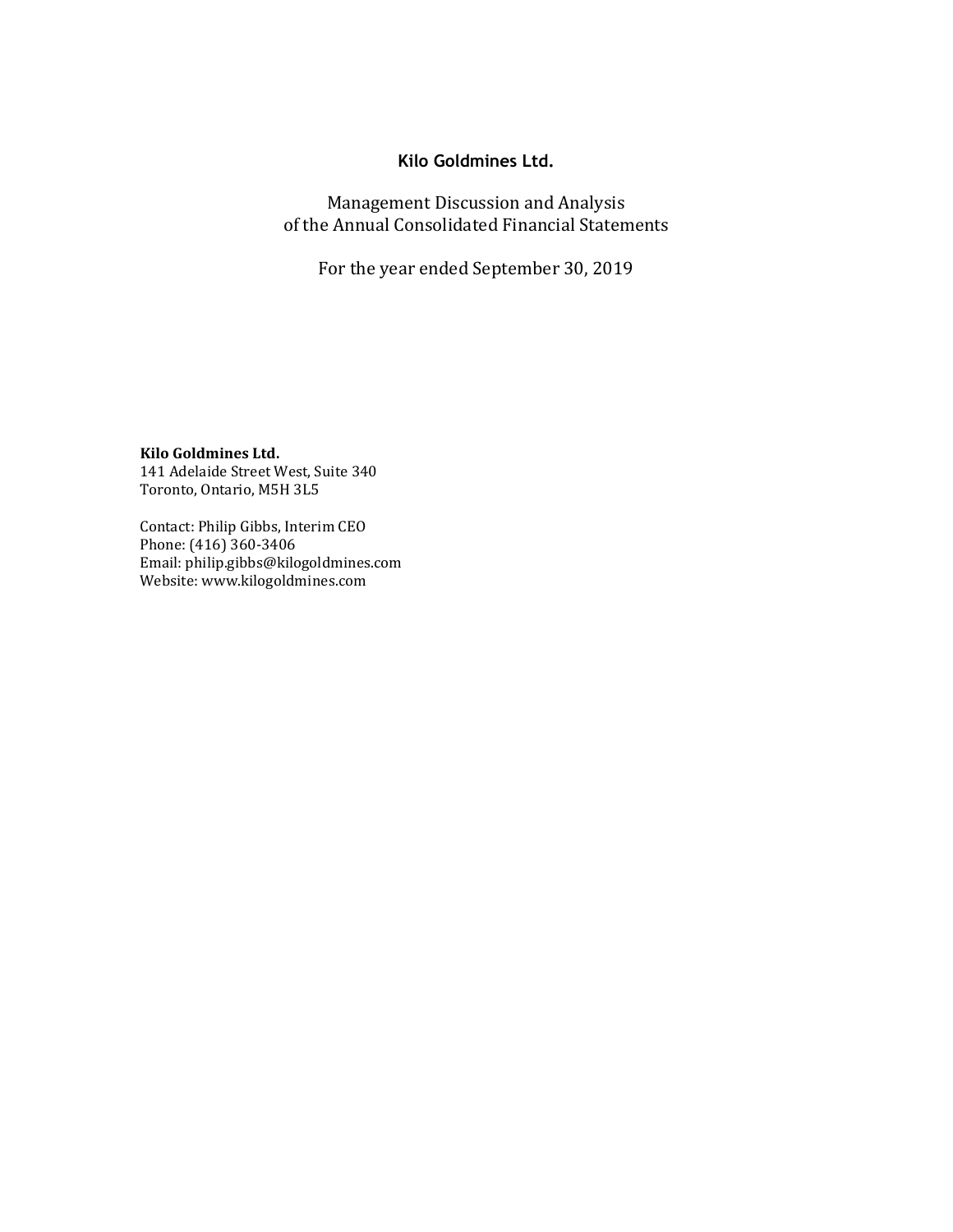# Kilo Goldmines Ltd.

Management Discussion and Analysis
of the Annual Consolidated Financial Statements

For the year ended September 30, 2019

**Kilo Goldmines Ltd.**
141 Adelaide Street West, Suite 340
Toronto, Ontario, M5H 3L5

Contact: Philip Gibbs, Interim CEO
Phone: (416) 360-3406
Email: philip.gibbs@kilogoldmines.com
Website: www.kilogoldmines.com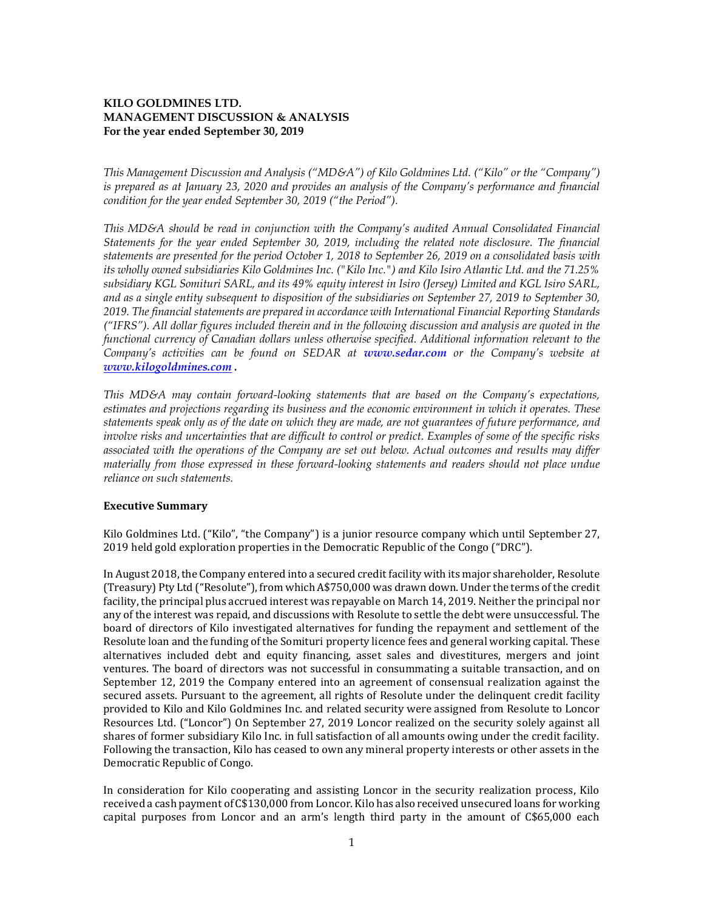**KILO GOLDMINES LTD.**
**MANAGEMENT DISCUSSION & ANALYSIS**
**For the year ended September 30, 2019**

*This Management Discussion and Analysis ("MD&A") of Kilo Goldmines Ltd. ("Kilo" or the "Company") is prepared as at January 23, 2020 and provides an analysis of the Company's performance and financial condition for the year ended September 30, 2019 ("the Period").*

*This MD&A should be read in conjunction with the Company's audited Annual Consolidated Financial Statements for the year ended September 30, 2019, including the related note disclosure. The financial statements are presented for the period October 1, 2018 to September 26, 2019 on a consolidated basis with its wholly owned subsidiaries Kilo Goldmines Inc. ("Kilo Inc.") and Kilo Isiro Atlantic Ltd. and the 71.25% subsidiary KGL Somituri SARL, and its 49% equity interest in Isiro (Jersey) Limited and KGL Isiro SARL, and as a single entity subsequent to disposition of the subsidiaries on September 27, 2019 to September 30, 2019. The financial statements are prepared in accordance with International Financial Reporting Standards ("IFRS"). All dollar figures included therein and in the following discussion and analysis are quoted in the functional currency of Canadian dollars unless otherwise specified. Additional information relevant to the Company's activities can be found on SEDAR at **www.sedar.com** or the Company's website at **www.kilogoldmines.com** .*

*This MD&A may contain forward-looking statements that are based on the Company's expectations, estimates and projections regarding its business and the economic environment in which it operates. These statements speak only as of the date on which they are made, are not guarantees of future performance, and involve risks and uncertainties that are difficult to control or predict. Examples of some of the specific risks associated with the operations of the Company are set out below. Actual outcomes and results may differ materially from those expressed in these forward-looking statements and readers should not place undue reliance on such statements.*

## Executive Summary

Kilo Goldmines Ltd. ("Kilo", "the Company") is a junior resource company which until September 27, 2019 held gold exploration properties in the Democratic Republic of the Congo ("DRC").

In August 2018, the Company entered into a secured credit facility with its major shareholder, Resolute (Treasury) Pty Ltd ("Resolute"), from which A$750,000 was drawn down. Under the terms of the credit facility, the principal plus accrued interest was repayable on March 14, 2019. Neither the principal nor any of the interest was repaid, and discussions with Resolute to settle the debt were unsuccessful. The board of directors of Kilo investigated alternatives for funding the repayment and settlement of the Resolute loan and the funding of the Somituri property licence fees and general working capital. These alternatives included debt and equity financing, asset sales and divestitures, mergers and joint ventures. The board of directors was not successful in consummating a suitable transaction, and on September 12, 2019 the Company entered into an agreement of consensual realization against the secured assets. Pursuant to the agreement, all rights of Resolute under the delinquent credit facility provided to Kilo and Kilo Goldmines Inc. and related security were assigned from Resolute to Loncor Resources Ltd. ("Loncor") On September 27, 2019 Loncor realized on the security solely against all shares of former subsidiary Kilo Inc. in full satisfaction of all amounts owing under the credit facility. Following the transaction, Kilo has ceased to own any mineral property interests or other assets in the Democratic Republic of Congo.

In consideration for Kilo cooperating and assisting Loncor in the security realization process, Kilo received a cash payment of C$130,000 from Loncor. Kilo has also received unsecured loans for working capital purposes from Loncor and an arm's length third party in the amount of C$65,000 each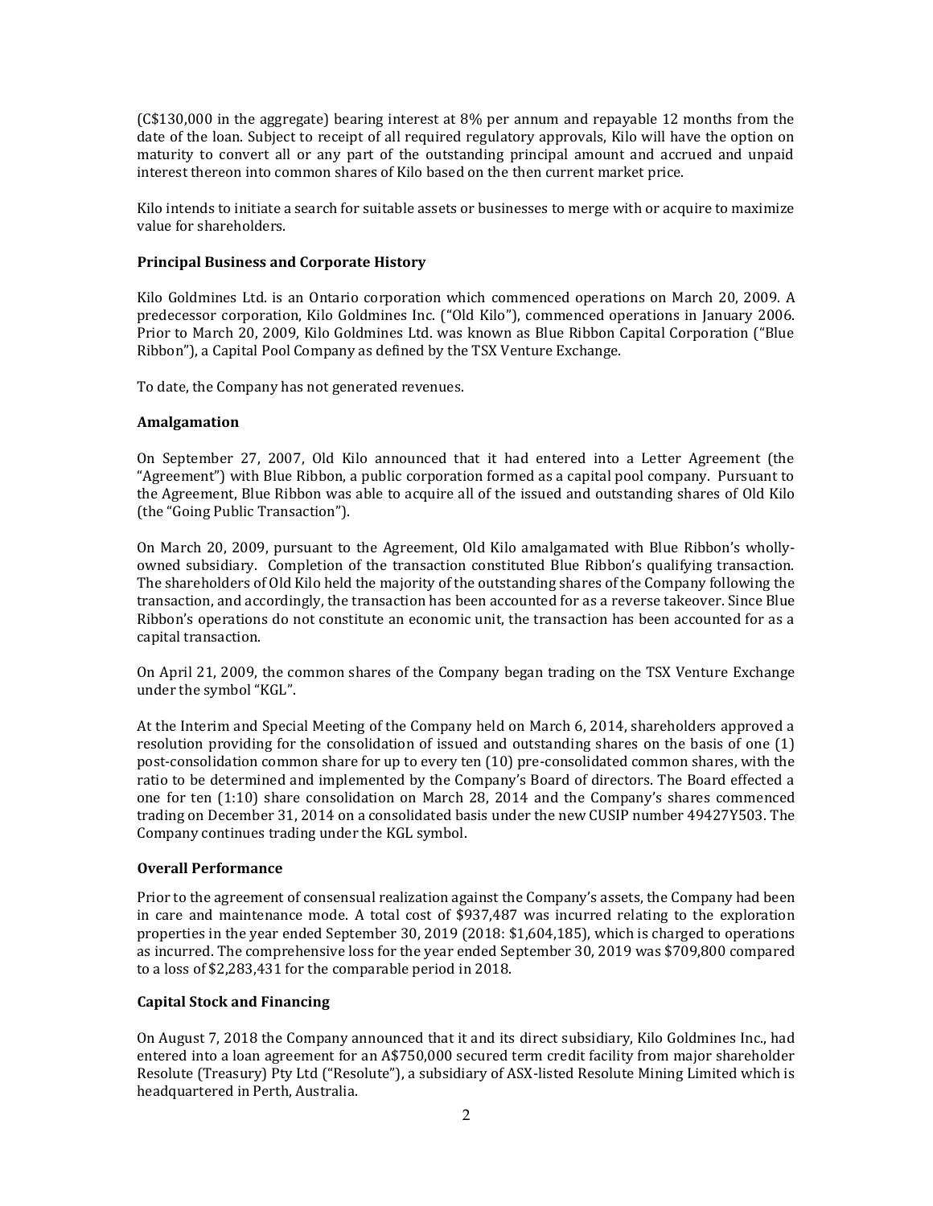(C$130,000 in the aggregate) bearing interest at 8% per annum and repayable 12 months from the date of the loan. Subject to receipt of all required regulatory approvals, Kilo will have the option on maturity to convert all or any part of the outstanding principal amount and accrued and unpaid interest thereon into common shares of Kilo based on the then current market price.

Kilo intends to initiate a search for suitable assets or businesses to merge with or acquire to maximize value for shareholders.

**Principal Business and Corporate History**

Kilo Goldmines Ltd. is an Ontario corporation which commenced operations on March 20, 2009. A predecessor corporation, Kilo Goldmines Inc. ("Old Kilo"), commenced operations in January 2006. Prior to March 20, 2009, Kilo Goldmines Ltd. was known as Blue Ribbon Capital Corporation ("Blue Ribbon"), a Capital Pool Company as defined by the TSX Venture Exchange.

To date, the Company has not generated revenues.

**Amalgamation**

On September 27, 2007, Old Kilo announced that it had entered into a Letter Agreement (the "Agreement") with Blue Ribbon, a public corporation formed as a capital pool company. Pursuant to the Agreement, Blue Ribbon was able to acquire all of the issued and outstanding shares of Old Kilo (the "Going Public Transaction").

On March 20, 2009, pursuant to the Agreement, Old Kilo amalgamated with Blue Ribbon's wholly-owned subsidiary. Completion of the transaction constituted Blue Ribbon's qualifying transaction. The shareholders of Old Kilo held the majority of the outstanding shares of the Company following the transaction, and accordingly, the transaction has been accounted for as a reverse takeover. Since Blue Ribbon's operations do not constitute an economic unit, the transaction has been accounted for as a capital transaction.

On April 21, 2009, the common shares of the Company began trading on the TSX Venture Exchange under the symbol "KGL".

At the Interim and Special Meeting of the Company held on March 6, 2014, shareholders approved a resolution providing for the consolidation of issued and outstanding shares on the basis of one (1) post-consolidation common share for up to every ten (10) pre-consolidated common shares, with the ratio to be determined and implemented by the Company's Board of directors. The Board effected a one for ten (1:10) share consolidation on March 28, 2014 and the Company's shares commenced trading on December 31, 2014 on a consolidated basis under the new CUSIP number 49427Y503. The Company continues trading under the KGL symbol.

**Overall Performance**

Prior to the agreement of consensual realization against the Company's assets, the Company had been in care and maintenance mode. A total cost of $937,487 was incurred relating to the exploration properties in the year ended September 30, 2019 (2018: $1,604,185), which is charged to operations as incurred. The comprehensive loss for the year ended September 30, 2019 was $709,800 compared to a loss of $2,283,431 for the comparable period in 2018.

**Capital Stock and Financing**

On August 7, 2018 the Company announced that it and its direct subsidiary, Kilo Goldmines Inc., had entered into a loan agreement for an A$750,000 secured term credit facility from major shareholder Resolute (Treasury) Pty Ltd ("Resolute"), a subsidiary of ASX-listed Resolute Mining Limited which is headquartered in Perth, Australia.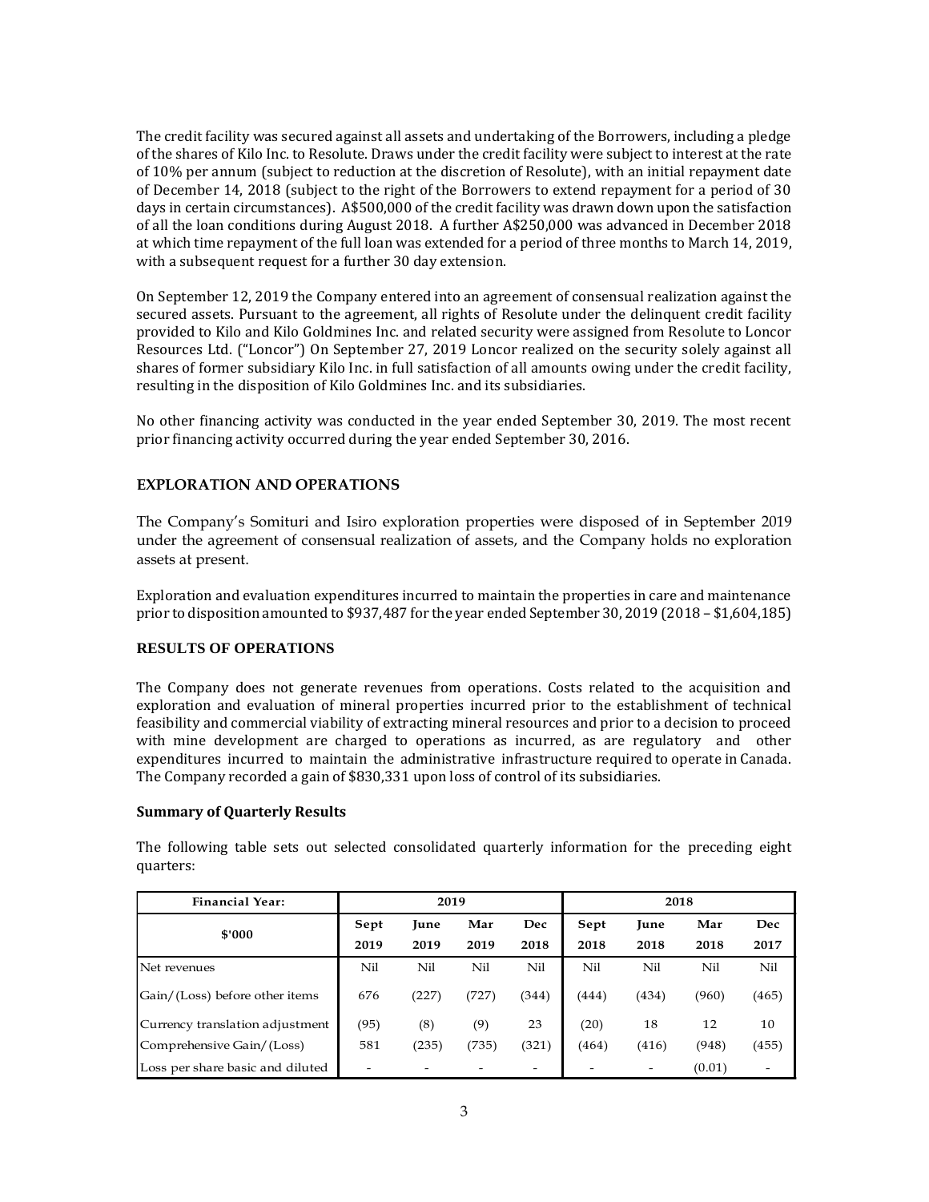The credit facility was secured against all assets and undertaking of the Borrowers, including a pledge of the shares of Kilo Inc. to Resolute. Draws under the credit facility were subject to interest at the rate of 10% per annum (subject to reduction at the discretion of Resolute), with an initial repayment date of December 14, 2018 (subject to the right of the Borrowers to extend repayment for a period of 30 days in certain circumstances). A$500,000 of the credit facility was drawn down upon the satisfaction of all the loan conditions during August 2018. A further A$250,000 was advanced in December 2018 at which time repayment of the full loan was extended for a period of three months to March 14, 2019, with a subsequent request for a further 30 day extension.

On September 12, 2019 the Company entered into an agreement of consensual realization against the secured assets. Pursuant to the agreement, all rights of Resolute under the delinquent credit facility provided to Kilo and Kilo Goldmines Inc. and related security were assigned from Resolute to Loncor Resources Ltd. ("Loncor") On September 27, 2019 Loncor realized on the security solely against all shares of former subsidiary Kilo Inc. in full satisfaction of all amounts owing under the credit facility, resulting in the disposition of Kilo Goldmines Inc. and its subsidiaries.

No other financing activity was conducted in the year ended September 30, 2019. The most recent prior financing activity occurred during the year ended September 30, 2016.

## EXPLORATION AND OPERATIONS

The Company's Somituri and Isiro exploration properties were disposed of in September 2019 under the agreement of consensual realization of assets, and the Company holds no exploration assets at present.

Exploration and evaluation expenditures incurred to maintain the properties in care and maintenance prior to disposition amounted to $937,487 for the year ended September 30, 2019 (2018 – $1,604,185)

## RESULTS OF OPERATIONS

The Company does not generate revenues from operations. Costs related to the acquisition and exploration and evaluation of mineral properties incurred prior to the establishment of technical feasibility and commercial viability of extracting mineral resources and prior to a decision to proceed with mine development are charged to operations as incurred, as are regulatory and other expenditures incurred to maintain the administrative infrastructure required to operate in Canada. The Company recorded a gain of $830,331 upon loss of control of its subsidiaries.

### Summary of Quarterly Results

The following table sets out selected consolidated quarterly information for the preceding eight quarters:

| Financial Year: | 2019 | | | | 2018 | | | |
|---|---|---|---|---|---|---|---|---|
| $'000 | Sept 2019 | June 2019 | Mar 2019 | Dec 2018 | Sept 2018 | June 2018 | Mar 2018 | Dec 2017 |
| Net revenues | Nil | Nil | Nil | Nil | Nil | Nil | Nil | Nil |
| Gain/(Loss) before other items | 676 | (227) | (727) | (344) | (444) | (434) | (960) | (465) |
| Currency translation adjustment | (95) | (8) | (9) | 23 | (20) | 18 | 12 | 10 |
| Comprehensive Gain/(Loss) | 581 | (235) | (735) | (321) | (464) | (416) | (948) | (455) |
| Loss per share basic and diluted | - | - | - | - | - | - | (0.01) | - |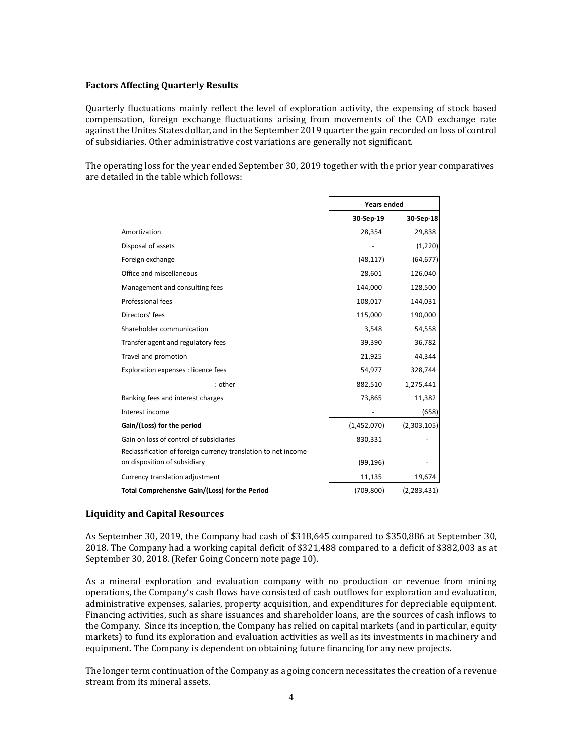### Factors Affecting Quarterly Results

Quarterly fluctuations mainly reflect the level of exploration activity, the expensing of stock based compensation, foreign exchange fluctuations arising from movements of the CAD exchange rate against the Unites States dollar, and in the September 2019 quarter the gain recorded on loss of control of subsidiaries. Other administrative cost variations are generally not significant.

The operating loss for the year ended September 30, 2019 together with the prior year comparatives are detailed in the table which follows:

| | **Years ended** | |
|---|---|---|
| | **30-Sep-19** | **30-Sep-18** |
| Amortization | 28,354 | 29,838 |
| Disposal of assets | - | (1,220) |
| Foreign exchange | (48,117) | (64,677) |
| Office and miscellaneous | 28,601 | 126,040 |
| Management and consulting fees | 144,000 | 128,500 |
| Professional fees | 108,017 | 144,031 |
| Directors' fees | 115,000 | 190,000 |
| Shareholder communication | 3,548 | 54,558 |
| Transfer agent and regulatory fees | 39,390 | 36,782 |
| Travel and promotion | 21,925 | 44,344 |
| Exploration expenses : licence fees | 54,977 | 328,744 |
| : other | 882,510 | 1,275,441 |
| Banking fees and interest charges | 73,865 | 11,382 |
| Interest income | - | (658) |
| **Gain/(Loss) for the period** | (1,452,070) | (2,303,105) |
| Gain on loss of control of subsidiaries | 830,331 | - |
| Reclassification of foreign currency translation to net income on disposition of subsidiary | (99,196) | - |
| Currency translation adjustment | 11,135 | 19,674 |
| **Total Comprehensive Gain/(Loss) for the Period** | (709,800) | (2,283,431) |

### Liquidity and Capital Resources

As September 30, 2019, the Company had cash of $318,645 compared to $350,886 at September 30, 2018. The Company had a working capital deficit of $321,488 compared to a deficit of $382,003 as at September 30, 2018. (Refer Going Concern note page 10).

As a mineral exploration and evaluation company with no production or revenue from mining operations, the Company's cash flows have consisted of cash outflows for exploration and evaluation, administrative expenses, salaries, property acquisition, and expenditures for depreciable equipment. Financing activities, such as share issuances and shareholder loans, are the sources of cash inflows to the Company. Since its inception, the Company has relied on capital markets (and in particular, equity markets) to fund its exploration and evaluation activities as well as its investments in machinery and equipment. The Company is dependent on obtaining future financing for any new projects.

The longer term continuation of the Company as a going concern necessitates the creation of a revenue stream from its mineral assets.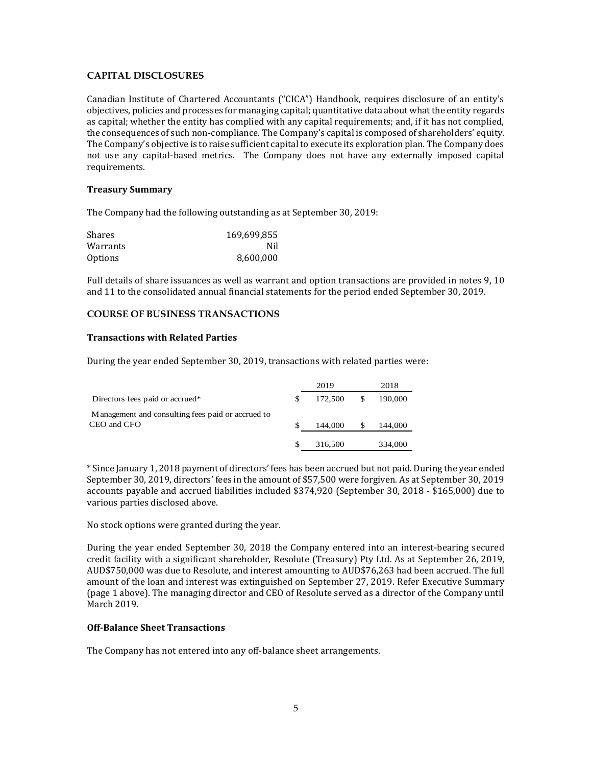## CAPITAL DISCLOSURES

Canadian Institute of Chartered Accountants ("CICA") Handbook, requires disclosure of an entity's objectives, policies and processes for managing capital; quantitative data about what the entity regards as capital; whether the entity has complied with any capital requirements; and, if it has not complied, the consequences of such non-compliance. The Company's capital is composed of shareholders' equity. The Company's objective is to raise sufficient capital to execute its exploration plan. The Company does not use any capital-based metrics. The Company does not have any externally imposed capital requirements.

### Treasury Summary

The Company had the following outstanding as at September 30, 2019:

| | |
|---|---|
| Shares | 169,699,855 |
| Warrants | Nil |
| Options | 8,600,000 |

Full details of share issuances as well as warrant and option transactions are provided in notes 9, 10 and 11 to the consolidated annual financial statements for the period ended September 30, 2019.

## COURSE OF BUSINESS TRANSACTIONS

### Transactions with Related Parties

During the year ended September 30, 2019, transactions with related parties were:

| | 2019 | 2018 |
|---|---|---|
| Directors fees paid or accrued* | $ 172,500 | $ 190,000 |
| Management and consulting fees paid or accrued to CEO and CFO | $ 144,000 | $ 144,000 |
| | $ 316,500 | 334,000 |

* Since January 1, 2018 payment of directors' fees has been accrued but not paid. During the year ended September 30, 2019, directors' fees in the amount of $57,500 were forgiven. As at September 30, 2019 accounts payable and accrued liabilities included $374,920 (September 30, 2018 - $165,000) due to various parties disclosed above.

No stock options were granted during the year.

During the year ended September 30, 2018 the Company entered into an interest-bearing secured credit facility with a significant shareholder, Resolute (Treasury) Pty Ltd. As at September 26, 2019, AUD$750,000 was due to Resolute, and interest amounting to AUD$76,263 had been accrued. The full amount of the loan and interest was extinguished on September 27, 2019. Refer Executive Summary (page 1 above). The managing director and CEO of Resolute served as a director of the Company until March 2019.

### Off-Balance Sheet Transactions

The Company has not entered into any off-balance sheet arrangements.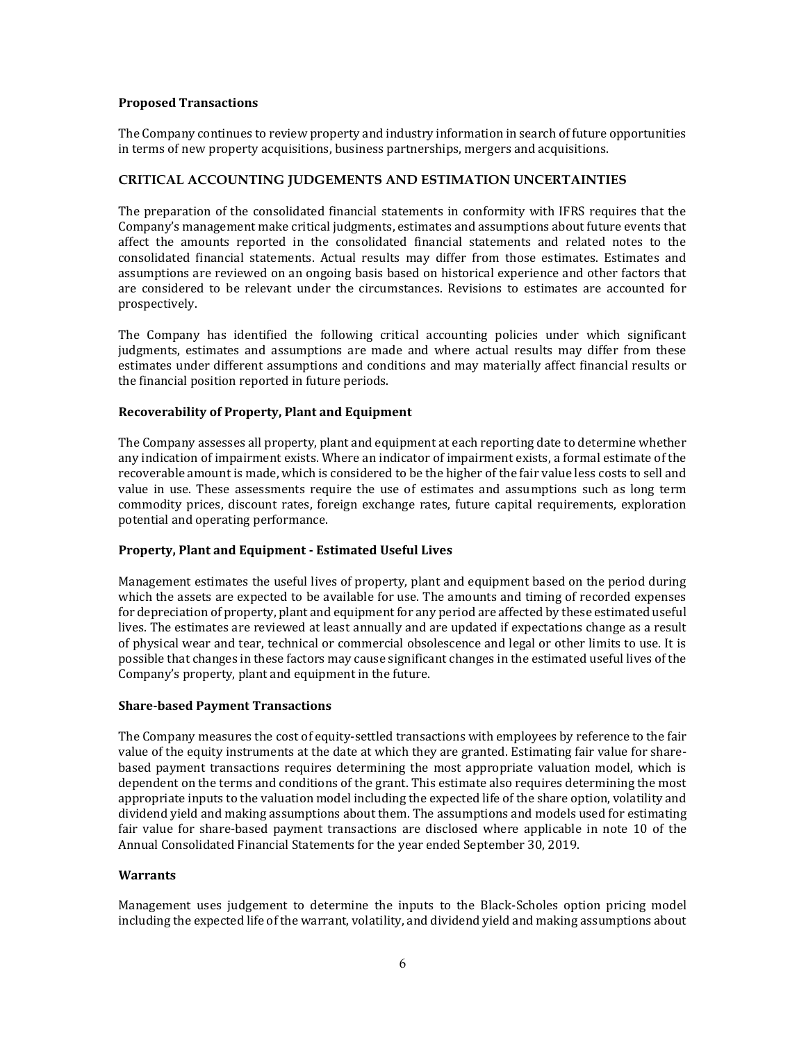### Proposed Transactions

The Company continues to review property and industry information in search of future opportunities in terms of new property acquisitions, business partnerships, mergers and acquisitions.

## CRITICAL ACCOUNTING JUDGEMENTS AND ESTIMATION UNCERTAINTIES

The preparation of the consolidated financial statements in conformity with IFRS requires that the Company's management make critical judgments, estimates and assumptions about future events that affect the amounts reported in the consolidated financial statements and related notes to the consolidated financial statements. Actual results may differ from those estimates. Estimates and assumptions are reviewed on an ongoing basis based on historical experience and other factors that are considered to be relevant under the circumstances. Revisions to estimates are accounted for prospectively.

The Company has identified the following critical accounting policies under which significant judgments, estimates and assumptions are made and where actual results may differ from these estimates under different assumptions and conditions and may materially affect financial results or the financial position reported in future periods.

### Recoverability of Property, Plant and Equipment

The Company assesses all property, plant and equipment at each reporting date to determine whether any indication of impairment exists. Where an indicator of impairment exists, a formal estimate of the recoverable amount is made, which is considered to be the higher of the fair value less costs to sell and value in use. These assessments require the use of estimates and assumptions such as long term commodity prices, discount rates, foreign exchange rates, future capital requirements, exploration potential and operating performance.

### Property, Plant and Equipment - Estimated Useful Lives

Management estimates the useful lives of property, plant and equipment based on the period during which the assets are expected to be available for use. The amounts and timing of recorded expenses for depreciation of property, plant and equipment for any period are affected by these estimated useful lives. The estimates are reviewed at least annually and are updated if expectations change as a result of physical wear and tear, technical or commercial obsolescence and legal or other limits to use. It is possible that changes in these factors may cause significant changes in the estimated useful lives of the Company's property, plant and equipment in the future.

### Share-based Payment Transactions

The Company measures the cost of equity-settled transactions with employees by reference to the fair value of the equity instruments at the date at which they are granted. Estimating fair value for share-based payment transactions requires determining the most appropriate valuation model, which is dependent on the terms and conditions of the grant. This estimate also requires determining the most appropriate inputs to the valuation model including the expected life of the share option, volatility and dividend yield and making assumptions about them. The assumptions and models used for estimating fair value for share-based payment transactions are disclosed where applicable in note 10 of the Annual Consolidated Financial Statements for the year ended September 30, 2019.

### Warrants

Management uses judgement to determine the inputs to the Black-Scholes option pricing model including the expected life of the warrant, volatility, and dividend yield and making assumptions about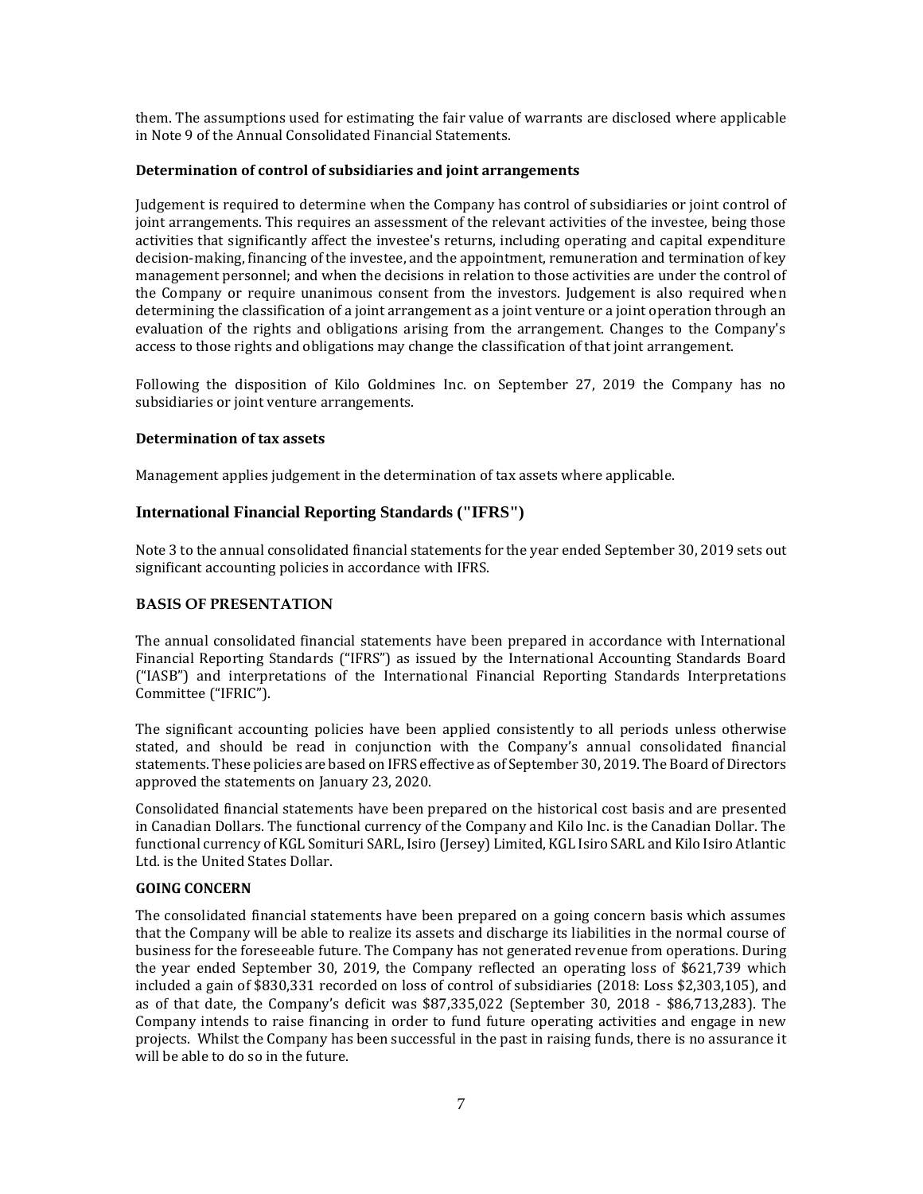them. The assumptions used for estimating the fair value of warrants are disclosed where applicable in Note 9 of the Annual Consolidated Financial Statements.

**Determination of control of subsidiaries and joint arrangements**

Judgement is required to determine when the Company has control of subsidiaries or joint control of joint arrangements. This requires an assessment of the relevant activities of the investee, being those activities that significantly affect the investee's returns, including operating and capital expenditure decision-making, financing of the investee, and the appointment, remuneration and termination of key management personnel; and when the decisions in relation to those activities are under the control of the Company or require unanimous consent from the investors. Judgement is also required when determining the classification of a joint arrangement as a joint venture or a joint operation through an evaluation of the rights and obligations arising from the arrangement. Changes to the Company's access to those rights and obligations may change the classification of that joint arrangement.

Following the disposition of Kilo Goldmines Inc. on September 27, 2019 the Company has no subsidiaries or joint venture arrangements.

**Determination of tax assets**

Management applies judgement in the determination of tax assets where applicable.

## International Financial Reporting Standards ("IFRS")

Note 3 to the annual consolidated financial statements for the year ended September 30, 2019 sets out significant accounting policies in accordance with IFRS.

## BASIS OF PRESENTATION

The annual consolidated financial statements have been prepared in accordance with International Financial Reporting Standards ("IFRS") as issued by the International Accounting Standards Board ("IASB") and interpretations of the International Financial Reporting Standards Interpretations Committee ("IFRIC").

The significant accounting policies have been applied consistently to all periods unless otherwise stated, and should be read in conjunction with the Company's annual consolidated financial statements. These policies are based on IFRS effective as of September 30, 2019. The Board of Directors approved the statements on January 23, 2020.

Consolidated financial statements have been prepared on the historical cost basis and are presented in Canadian Dollars. The functional currency of the Company and Kilo Inc. is the Canadian Dollar. The functional currency of KGL Somituri SARL, Isiro (Jersey) Limited, KGL Isiro SARL and Kilo Isiro Atlantic Ltd. is the United States Dollar.

**GOING CONCERN**

The consolidated financial statements have been prepared on a going concern basis which assumes that the Company will be able to realize its assets and discharge its liabilities in the normal course of business for the foreseeable future. The Company has not generated revenue from operations. During the year ended September 30, 2019, the Company reflected an operating loss of $621,739 which included a gain of $830,331 recorded on loss of control of subsidiaries (2018: Loss $2,303,105), and as of that date, the Company's deficit was $87,335,022 (September 30, 2018 - $86,713,283). The Company intends to raise financing in order to fund future operating activities and engage in new projects. Whilst the Company has been successful in the past in raising funds, there is no assurance it will be able to do so in the future.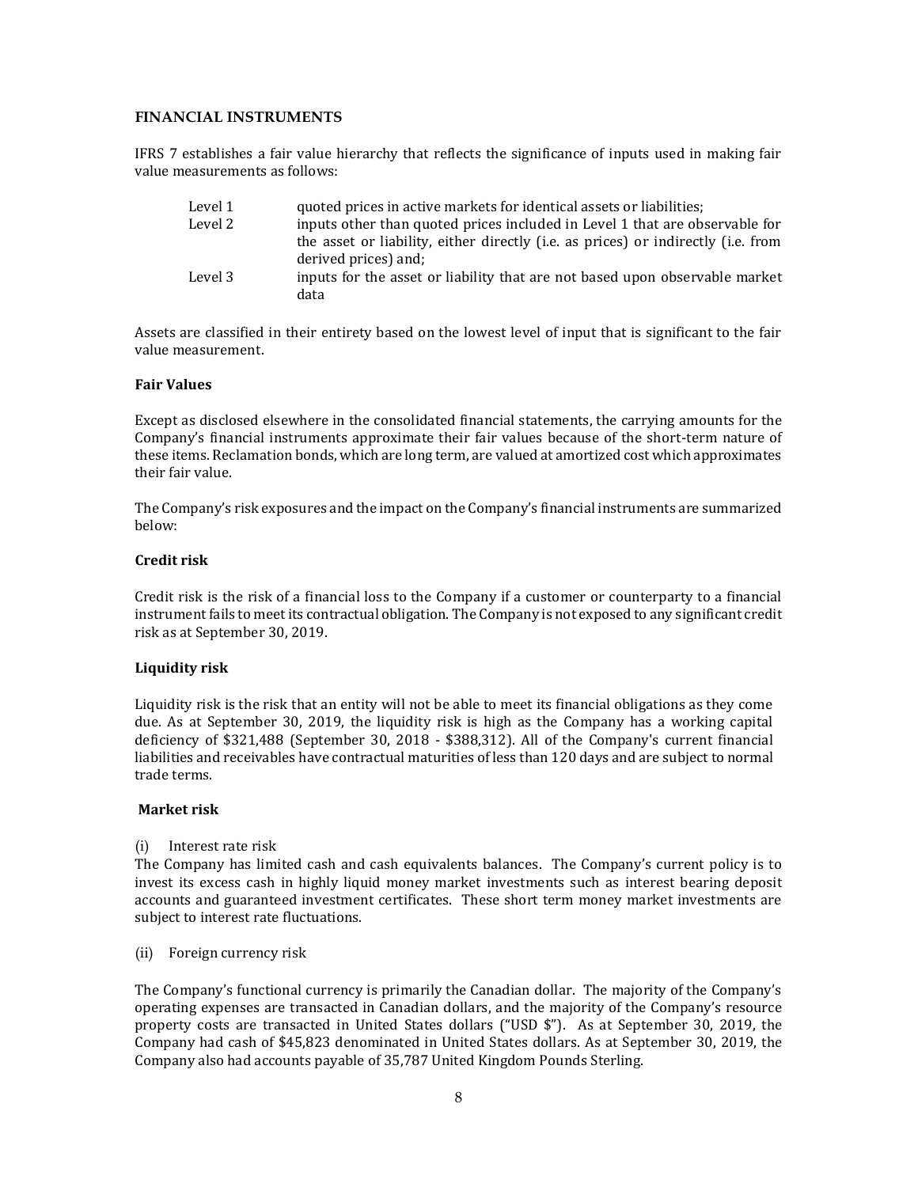## FINANCIAL INSTRUMENTS

IFRS 7 establishes a fair value hierarchy that reflects the significance of inputs used in making fair value measurements as follows:

| | |
|---|---|
| Level 1 | quoted prices in active markets for identical assets or liabilities; |
| Level 2 | inputs other than quoted prices included in Level 1 that are observable for the asset or liability, either directly (i.e. as prices) or indirectly (i.e. from derived prices) and; |
| Level 3 | inputs for the asset or liability that are not based upon observable market data |

Assets are classified in their entirety based on the lowest level of input that is significant to the fair value measurement.

### Fair Values

Except as disclosed elsewhere in the consolidated financial statements, the carrying amounts for the Company's financial instruments approximate their fair values because of the short-term nature of these items. Reclamation bonds, which are long term, are valued at amortized cost which approximates their fair value.

The Company's risk exposures and the impact on the Company's financial instruments are summarized below:

### Credit risk

Credit risk is the risk of a financial loss to the Company if a customer or counterparty to a financial instrument fails to meet its contractual obligation. The Company is not exposed to any significant credit risk as at September 30, 2019.

### Liquidity risk

Liquidity risk is the risk that an entity will not be able to meet its financial obligations as they come due. As at September 30, 2019, the liquidity risk is high as the Company has a working capital deficiency of $321,488 (September 30, 2018 - $388,312). All of the Company's current financial liabilities and receivables have contractual maturities of less than 120 days and are subject to normal trade terms.

### Market risk

(i) Interest rate risk

The Company has limited cash and cash equivalents balances. The Company's current policy is to invest its excess cash in highly liquid money market investments such as interest bearing deposit accounts and guaranteed investment certificates. These short term money market investments are subject to interest rate fluctuations.

(ii) Foreign currency risk

The Company's functional currency is primarily the Canadian dollar. The majority of the Company's operating expenses are transacted in Canadian dollars, and the majority of the Company's resource property costs are transacted in United States dollars ("USD $"). As at September 30, 2019, the Company had cash of $45,823 denominated in United States dollars. As at September 30, 2019, the Company also had accounts payable of 35,787 United Kingdom Pounds Sterling.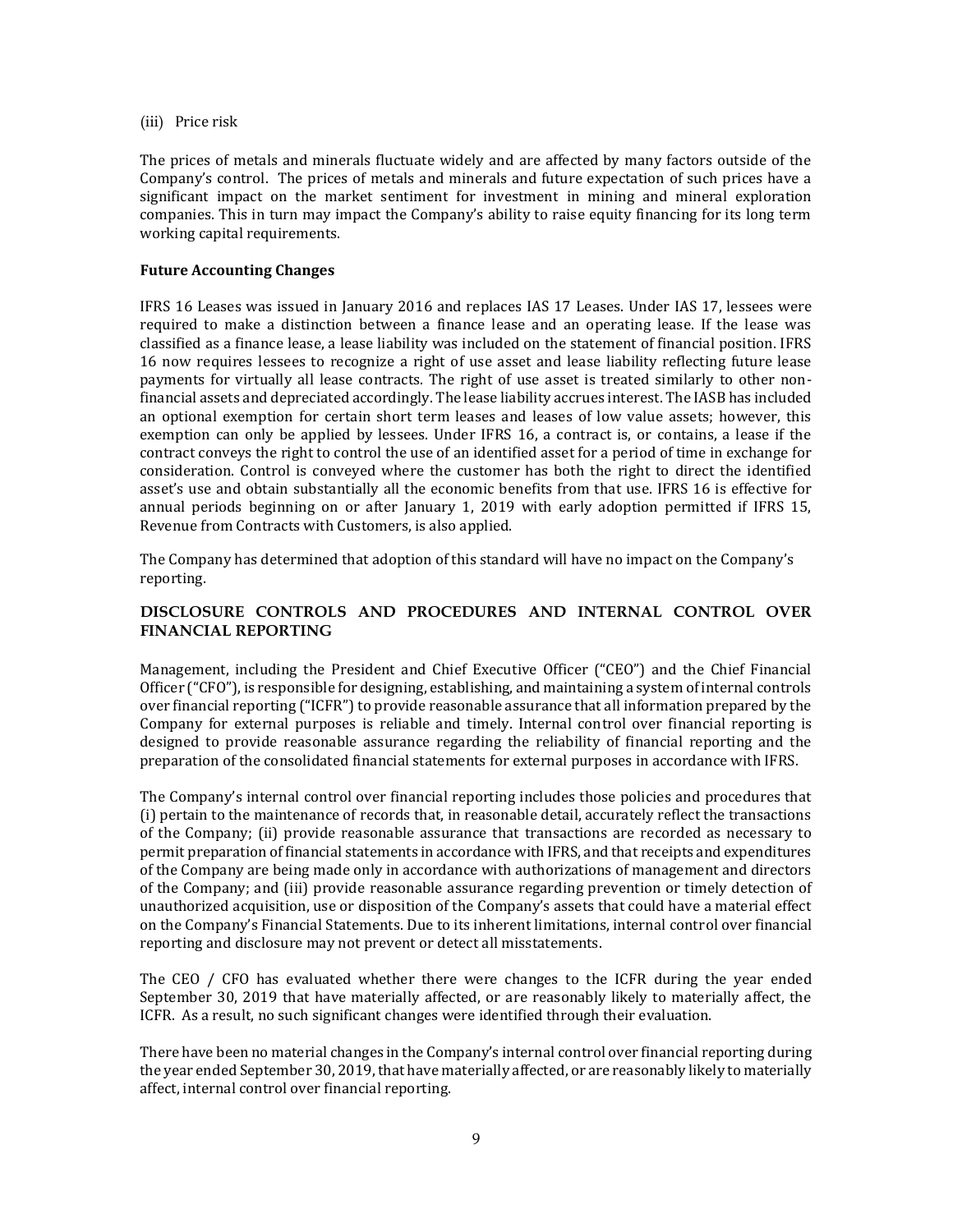(iii) Price risk

The prices of metals and minerals fluctuate widely and are affected by many factors outside of the Company's control. The prices of metals and minerals and future expectation of such prices have a significant impact on the market sentiment for investment in mining and mineral exploration companies. This in turn may impact the Company's ability to raise equity financing for its long term working capital requirements.

**Future Accounting Changes**

IFRS 16 Leases was issued in January 2016 and replaces IAS 17 Leases. Under IAS 17, lessees were required to make a distinction between a finance lease and an operating lease. If the lease was classified as a finance lease, a lease liability was included on the statement of financial position. IFRS 16 now requires lessees to recognize a right of use asset and lease liability reflecting future lease payments for virtually all lease contracts. The right of use asset is treated similarly to other non-financial assets and depreciated accordingly. The lease liability accrues interest. The IASB has included an optional exemption for certain short term leases and leases of low value assets; however, this exemption can only be applied by lessees. Under IFRS 16, a contract is, or contains, a lease if the contract conveys the right to control the use of an identified asset for a period of time in exchange for consideration. Control is conveyed where the customer has both the right to direct the identified asset's use and obtain substantially all the economic benefits from that use. IFRS 16 is effective for annual periods beginning on or after January 1, 2019 with early adoption permitted if IFRS 15, Revenue from Contracts with Customers, is also applied.

The Company has determined that adoption of this standard will have no impact on the Company's reporting.

## DISCLOSURE CONTROLS AND PROCEDURES AND INTERNAL CONTROL OVER FINANCIAL REPORTING

Management, including the President and Chief Executive Officer ("CEO") and the Chief Financial Officer ("CFO"), is responsible for designing, establishing, and maintaining a system of internal controls over financial reporting ("ICFR") to provide reasonable assurance that all information prepared by the Company for external purposes is reliable and timely. Internal control over financial reporting is designed to provide reasonable assurance regarding the reliability of financial reporting and the preparation of the consolidated financial statements for external purposes in accordance with IFRS.

The Company's internal control over financial reporting includes those policies and procedures that (i) pertain to the maintenance of records that, in reasonable detail, accurately reflect the transactions of the Company; (ii) provide reasonable assurance that transactions are recorded as necessary to permit preparation of financial statements in accordance with IFRS, and that receipts and expenditures of the Company are being made only in accordance with authorizations of management and directors of the Company; and (iii) provide reasonable assurance regarding prevention or timely detection of unauthorized acquisition, use or disposition of the Company's assets that could have a material effect on the Company's Financial Statements. Due to its inherent limitations, internal control over financial reporting and disclosure may not prevent or detect all misstatements.

The CEO / CFO has evaluated whether there were changes to the ICFR during the year ended September 30, 2019 that have materially affected, or are reasonably likely to materially affect, the ICFR. As a result, no such significant changes were identified through their evaluation.

There have been no material changes in the Company's internal control over financial reporting during the year ended September 30, 2019, that have materially affected, or are reasonably likely to materially affect, internal control over financial reporting.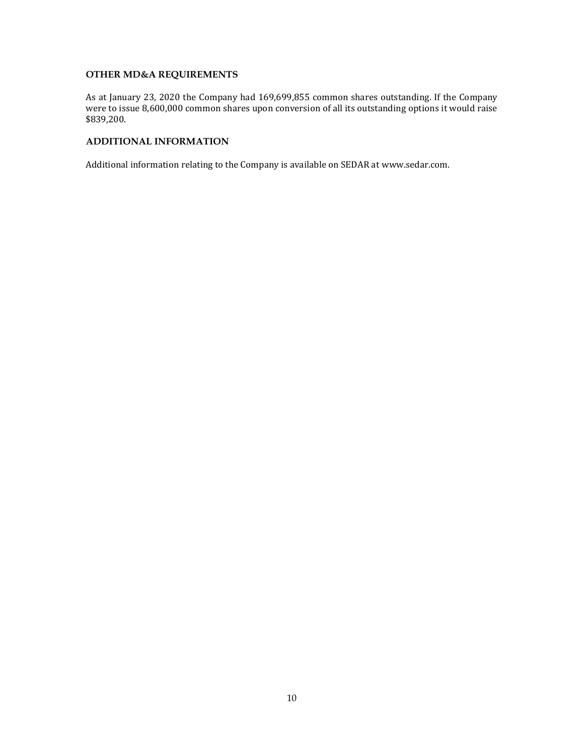## OTHER MD&A REQUIREMENTS

As at January 23, 2020 the Company had 169,699,855 common shares outstanding. If the Company were to issue 8,600,000 common shares upon conversion of all its outstanding options it would raise $839,200.

## ADDITIONAL INFORMATION

Additional information relating to the Company is available on SEDAR at www.sedar.com.